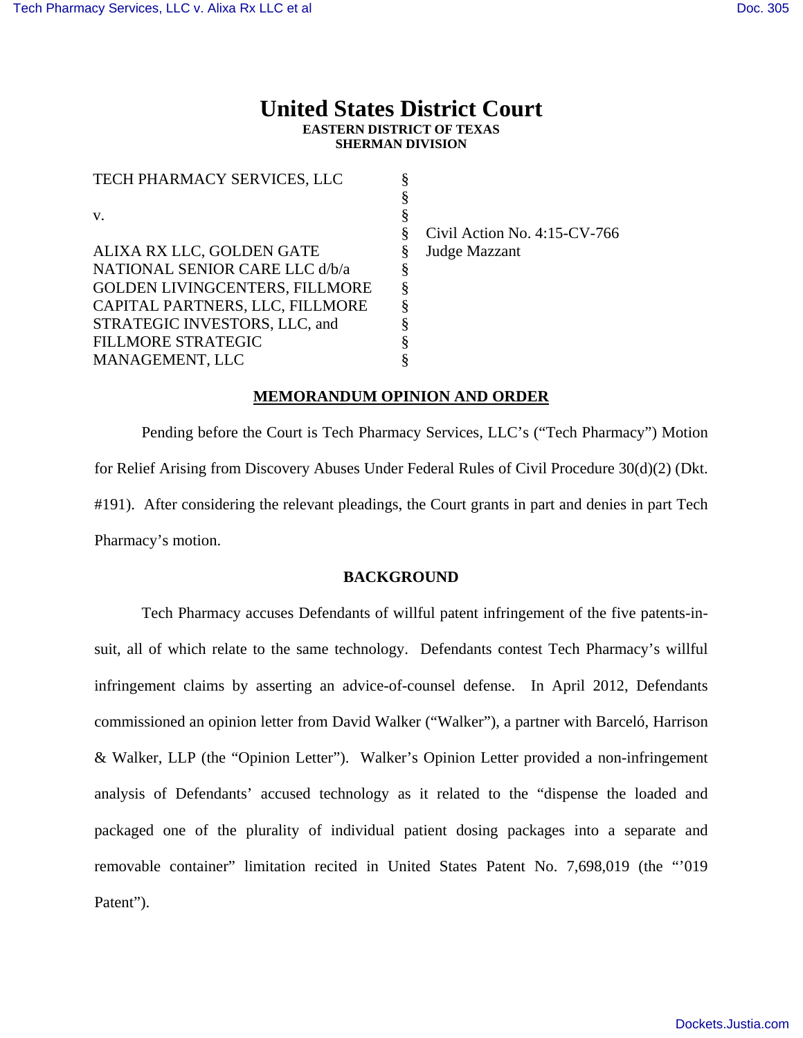# United States District Court

**EASTERN DISTRICT OF TEXAS**
**SHERMAN DIVISION**

| | | |
|---|---|---|
| TECH PHARMACY SERVICES, LLC | § | |
| | § | |
| v. | § | |
| | § | Civil Action No. 4:15-CV-766 |
| ALIXA RX LLC, GOLDEN GATE NATIONAL SENIOR CARE LLC d/b/a GOLDEN LIVINGCENTERS, FILLMORE CAPITAL PARTNERS, LLC, FILLMORE STRATEGIC INVESTORS, LLC, and FILLMORE STRATEGIC MANAGEMENT, LLC | § | Judge Mazzant |

## MEMORANDUM OPINION AND ORDER

Pending before the Court is Tech Pharmacy Services, LLC's ("Tech Pharmacy") Motion for Relief Arising from Discovery Abuses Under Federal Rules of Civil Procedure 30(d)(2) (Dkt. #191). After considering the relevant pleadings, the Court grants in part and denies in part Tech Pharmacy's motion.

## BACKGROUND

Tech Pharmacy accuses Defendants of willful patent infringement of the five patents-in-suit, all of which relate to the same technology. Defendants contest Tech Pharmacy's willful infringement claims by asserting an advice-of-counsel defense. In April 2012, Defendants commissioned an opinion letter from David Walker ("Walker"), a partner with Barceló, Harrison & Walker, LLP (the "Opinion Letter"). Walker's Opinion Letter provided a non-infringement analysis of Defendants' accused technology as it related to the "dispense the loaded and packaged one of the plurality of individual patient dosing packages into a separate and removable container" limitation recited in United States Patent No. 7,698,019 (the "'019 Patent").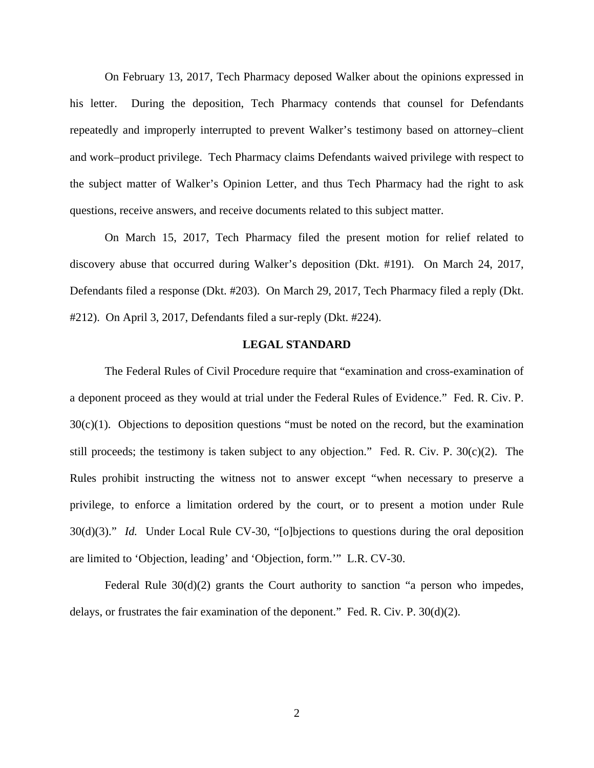On February 13, 2017, Tech Pharmacy deposed Walker about the opinions expressed in his letter. During the deposition, Tech Pharmacy contends that counsel for Defendants repeatedly and improperly interrupted to prevent Walker's testimony based on attorney–client and work–product privilege. Tech Pharmacy claims Defendants waived privilege with respect to the subject matter of Walker's Opinion Letter, and thus Tech Pharmacy had the right to ask questions, receive answers, and receive documents related to this subject matter.

On March 15, 2017, Tech Pharmacy filed the present motion for relief related to discovery abuse that occurred during Walker's deposition (Dkt. #191). On March 24, 2017, Defendants filed a response (Dkt. #203). On March 29, 2017, Tech Pharmacy filed a reply (Dkt. #212). On April 3, 2017, Defendants filed a sur-reply (Dkt. #224).

## LEGAL STANDARD

The Federal Rules of Civil Procedure require that "examination and cross-examination of a deponent proceed as they would at trial under the Federal Rules of Evidence." Fed. R. Civ. P. 30(c)(1). Objections to deposition questions "must be noted on the record, but the examination still proceeds; the testimony is taken subject to any objection." Fed. R. Civ. P. 30(c)(2). The Rules prohibit instructing the witness not to answer except "when necessary to preserve a privilege, to enforce a limitation ordered by the court, or to present a motion under Rule 30(d)(3)." *Id.* Under Local Rule CV-30, "[o]bjections to questions during the oral deposition are limited to 'Objection, leading' and 'Objection, form.'" L.R. CV-30.

Federal Rule 30(d)(2) grants the Court authority to sanction "a person who impedes, delays, or frustrates the fair examination of the deponent." Fed. R. Civ. P. 30(d)(2).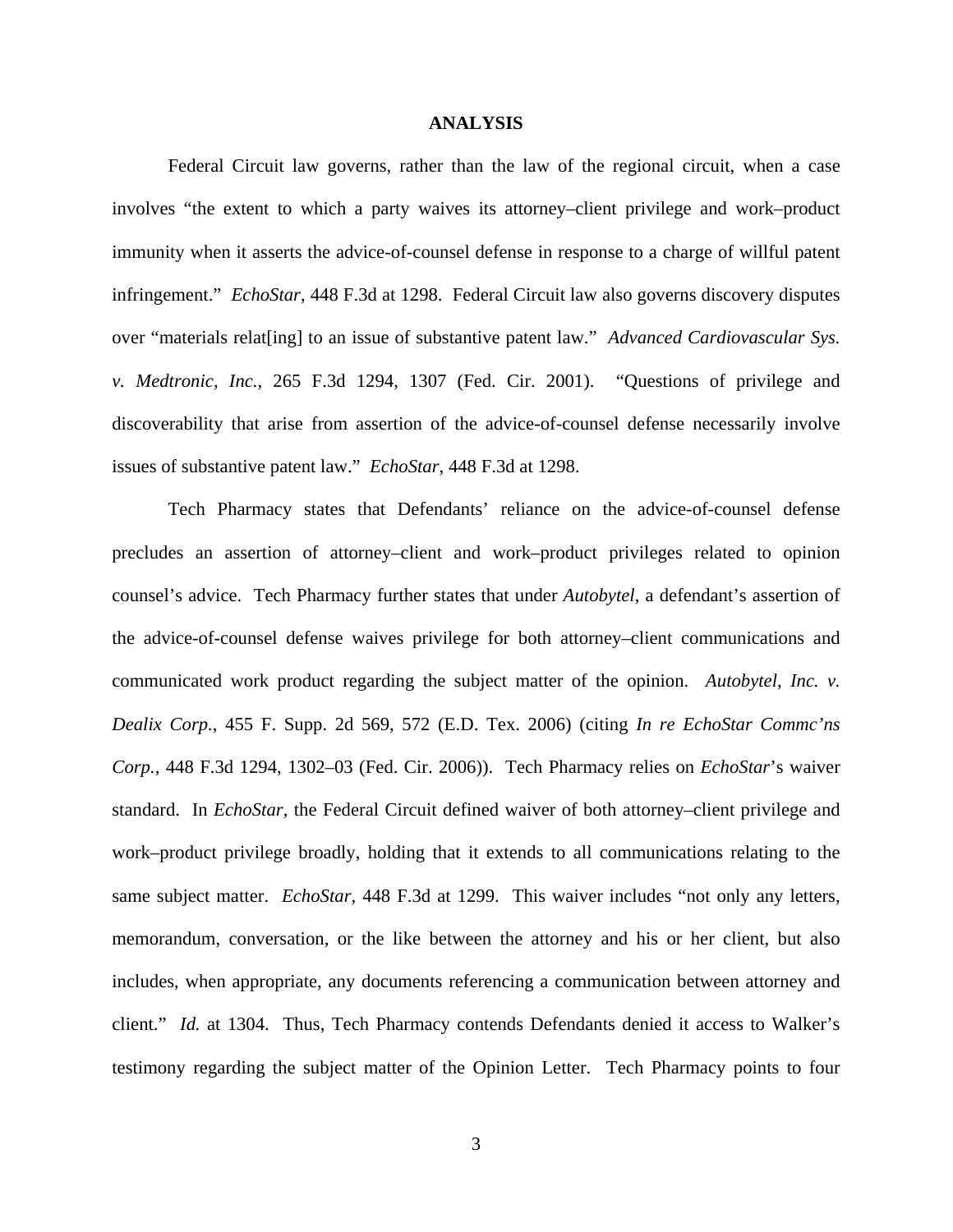## ANALYSIS

Federal Circuit law governs, rather than the law of the regional circuit, when a case involves "the extent to which a party waives its attorney–client privilege and work–product immunity when it asserts the advice-of-counsel defense in response to a charge of willful patent infringement." *EchoStar*, 448 F.3d at 1298. Federal Circuit law also governs discovery disputes over "materials relat[ing] to an issue of substantive patent law." *Advanced Cardiovascular Sys. v. Medtronic, Inc.*, 265 F.3d 1294, 1307 (Fed. Cir. 2001). "Questions of privilege and discoverability that arise from assertion of the advice-of-counsel defense necessarily involve issues of substantive patent law." *EchoStar*, 448 F.3d at 1298.

Tech Pharmacy states that Defendants' reliance on the advice-of-counsel defense precludes an assertion of attorney–client and work–product privileges related to opinion counsel's advice. Tech Pharmacy further states that under *Autobytel*, a defendant's assertion of the advice-of-counsel defense waives privilege for both attorney–client communications and communicated work product regarding the subject matter of the opinion. *Autobytel, Inc. v. Dealix Corp.*, 455 F. Supp. 2d 569, 572 (E.D. Tex. 2006) (citing *In re EchoStar Commc'ns Corp.*, 448 F.3d 1294, 1302–03 (Fed. Cir. 2006)). Tech Pharmacy relies on *EchoStar*'s waiver standard. In *EchoStar*, the Federal Circuit defined waiver of both attorney–client privilege and work–product privilege broadly, holding that it extends to all communications relating to the same subject matter. *EchoStar*, 448 F.3d at 1299. This waiver includes "not only any letters, memorandum, conversation, or the like between the attorney and his or her client, but also includes, when appropriate, any documents referencing a communication between attorney and client." *Id.* at 1304. Thus, Tech Pharmacy contends Defendants denied it access to Walker's testimony regarding the subject matter of the Opinion Letter. Tech Pharmacy points to four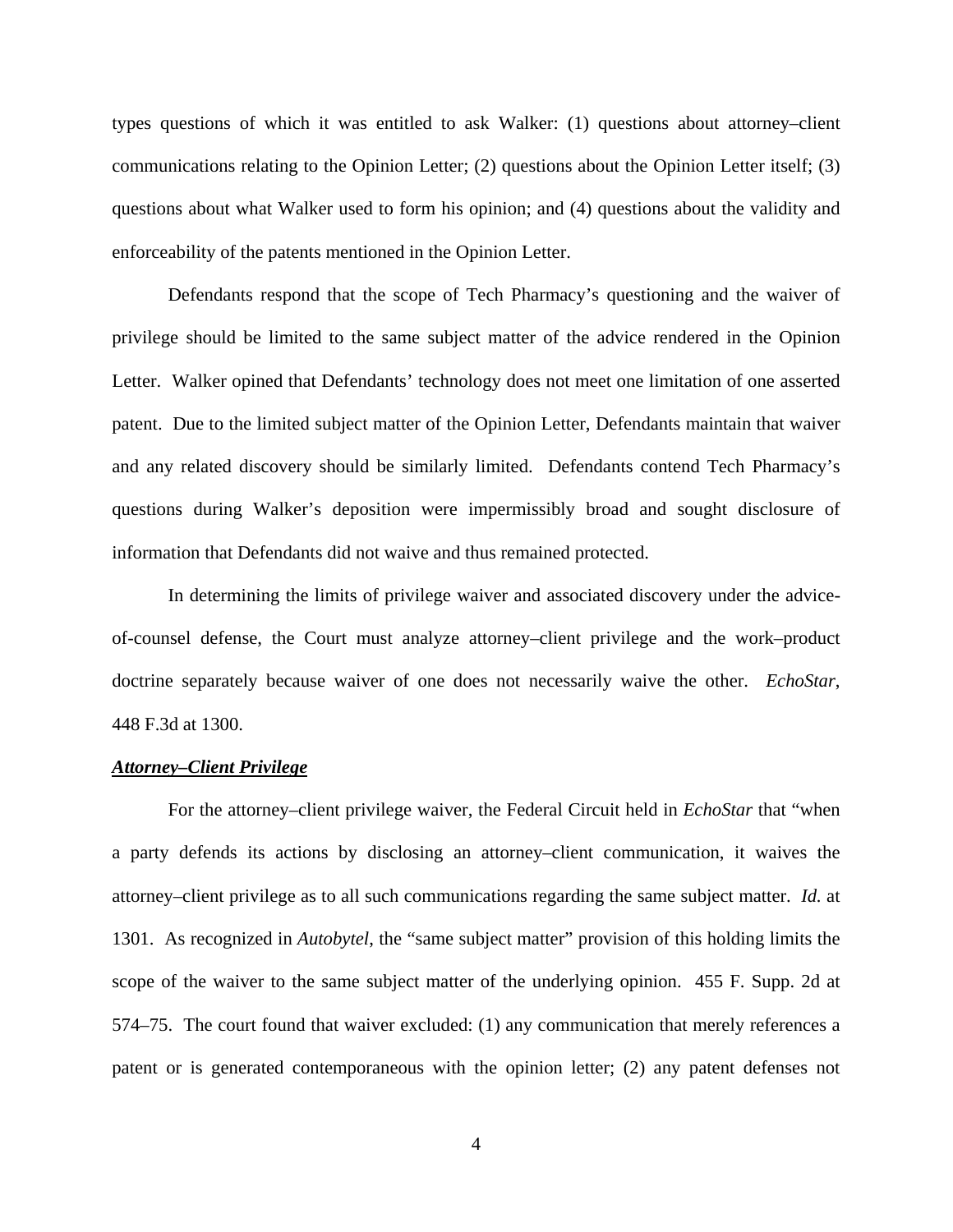types questions of which it was entitled to ask Walker: (1) questions about attorney–client communications relating to the Opinion Letter; (2) questions about the Opinion Letter itself; (3) questions about what Walker used to form his opinion; and (4) questions about the validity and enforceability of the patents mentioned in the Opinion Letter.

Defendants respond that the scope of Tech Pharmacy's questioning and the waiver of privilege should be limited to the same subject matter of the advice rendered in the Opinion Letter. Walker opined that Defendants' technology does not meet one limitation of one asserted patent. Due to the limited subject matter of the Opinion Letter, Defendants maintain that waiver and any related discovery should be similarly limited. Defendants contend Tech Pharmacy's questions during Walker's deposition were impermissibly broad and sought disclosure of information that Defendants did not waive and thus remained protected.

In determining the limits of privilege waiver and associated discovery under the advice-of-counsel defense, the Court must analyze attorney–client privilege and the work–product doctrine separately because waiver of one does not necessarily waive the other. *EchoStar*, 448 F.3d at 1300.

***Attorney–Client Privilege***

For the attorney–client privilege waiver, the Federal Circuit held in *EchoStar* that "when a party defends its actions by disclosing an attorney–client communication, it waives the attorney–client privilege as to all such communications regarding the same subject matter. *Id.* at 1301. As recognized in *Autobytel*, the "same subject matter" provision of this holding limits the scope of the waiver to the same subject matter of the underlying opinion. 455 F. Supp. 2d at 574–75. The court found that waiver excluded: (1) any communication that merely references a patent or is generated contemporaneous with the opinion letter; (2) any patent defenses not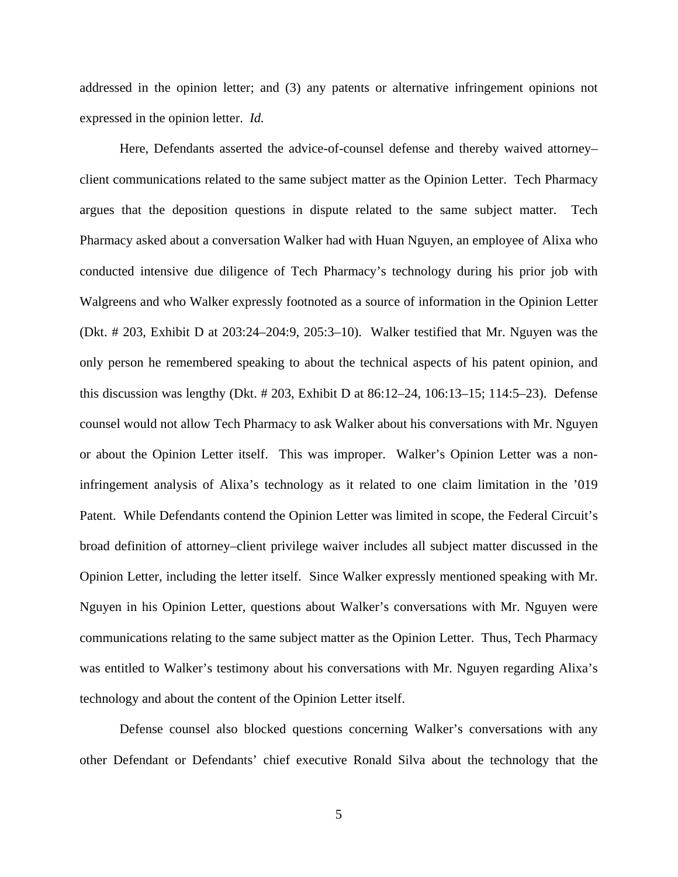addressed in the opinion letter; and (3) any patents or alternative infringement opinions not expressed in the opinion letter. *Id.*

Here, Defendants asserted the advice-of-counsel defense and thereby waived attorney–client communications related to the same subject matter as the Opinion Letter. Tech Pharmacy argues that the deposition questions in dispute related to the same subject matter. Tech Pharmacy asked about a conversation Walker had with Huan Nguyen, an employee of Alixa who conducted intensive due diligence of Tech Pharmacy's technology during his prior job with Walgreens and who Walker expressly footnoted as a source of information in the Opinion Letter (Dkt. # 203, Exhibit D at 203:24–204:9, 205:3–10). Walker testified that Mr. Nguyen was the only person he remembered speaking to about the technical aspects of his patent opinion, and this discussion was lengthy (Dkt. # 203, Exhibit D at 86:12–24, 106:13–15; 114:5–23). Defense counsel would not allow Tech Pharmacy to ask Walker about his conversations with Mr. Nguyen or about the Opinion Letter itself. This was improper. Walker's Opinion Letter was a non-infringement analysis of Alixa's technology as it related to one claim limitation in the '019 Patent. While Defendants contend the Opinion Letter was limited in scope, the Federal Circuit's broad definition of attorney–client privilege waiver includes all subject matter discussed in the Opinion Letter, including the letter itself. Since Walker expressly mentioned speaking with Mr. Nguyen in his Opinion Letter, questions about Walker's conversations with Mr. Nguyen were communications relating to the same subject matter as the Opinion Letter. Thus, Tech Pharmacy was entitled to Walker's testimony about his conversations with Mr. Nguyen regarding Alixa's technology and about the content of the Opinion Letter itself.

Defense counsel also blocked questions concerning Walker's conversations with any other Defendant or Defendants' chief executive Ronald Silva about the technology that the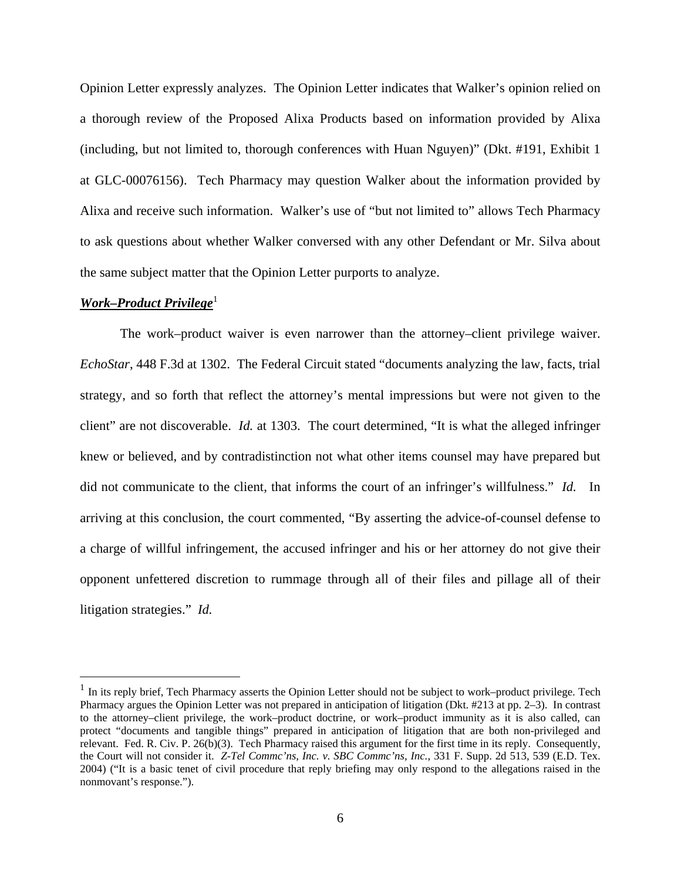Opinion Letter expressly analyzes. The Opinion Letter indicates that Walker's opinion relied on a thorough review of the Proposed Alixa Products based on information provided by Alixa (including, but not limited to, thorough conferences with Huan Nguyen)" (Dkt. #191, Exhibit 1 at GLC-00076156). Tech Pharmacy may question Walker about the information provided by Alixa and receive such information. Walker's use of "but not limited to" allows Tech Pharmacy to ask questions about whether Walker conversed with any other Defendant or Mr. Silva about the same subject matter that the Opinion Letter purports to analyze.

***Work–Product Privilege***[1]

The work–product waiver is even narrower than the attorney–client privilege waiver. *EchoStar*, 448 F.3d at 1302. The Federal Circuit stated "documents analyzing the law, facts, trial strategy, and so forth that reflect the attorney's mental impressions but were not given to the client" are not discoverable. *Id.* at 1303. The court determined, "It is what the alleged infringer knew or believed, and by contradistinction not what other items counsel may have prepared but did not communicate to the client, that informs the court of an infringer's willfulness." *Id.* In arriving at this conclusion, the court commented, "By asserting the advice-of-counsel defense to a charge of willful infringement, the accused infringer and his or her attorney do not give their opponent unfettered discretion to rummage through all of their files and pillage all of their litigation strategies." *Id.*

---

[1] In its reply brief, Tech Pharmacy asserts the Opinion Letter should not be subject to work–product privilege. Tech Pharmacy argues the Opinion Letter was not prepared in anticipation of litigation (Dkt. #213 at pp. 2–3). In contrast to the attorney–client privilege, the work–product doctrine, or work–product immunity as it is also called, can protect "documents and tangible things" prepared in anticipation of litigation that are both non-privileged and relevant. Fed. R. Civ. P. 26(b)(3). Tech Pharmacy raised this argument for the first time in its reply. Consequently, the Court will not consider it. *Z-Tel Commc'ns, Inc. v. SBC Commc'ns, Inc.*, 331 F. Supp. 2d 513, 539 (E.D. Tex. 2004) ("It is a basic tenet of civil procedure that reply briefing may only respond to the allegations raised in the nonmovant's response.").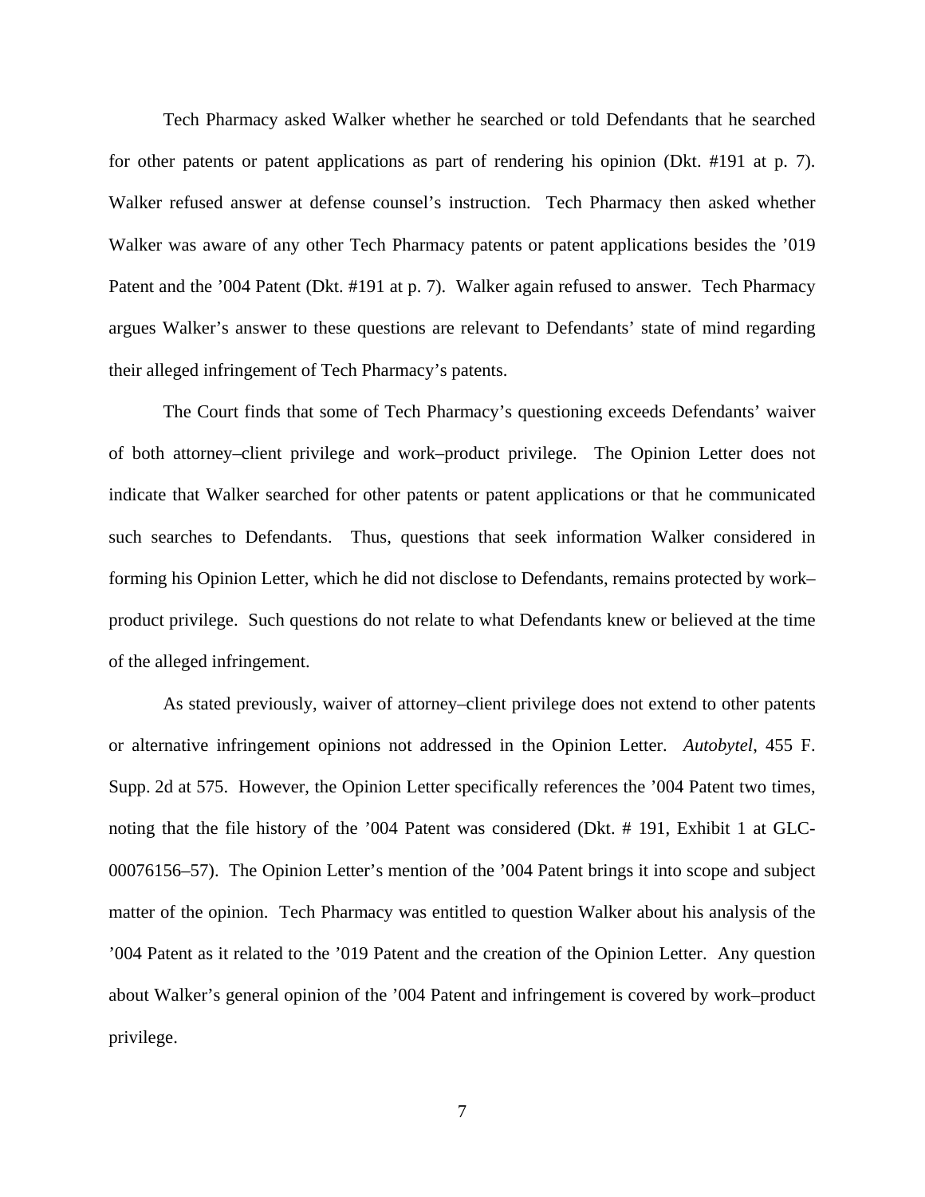Tech Pharmacy asked Walker whether he searched or told Defendants that he searched for other patents or patent applications as part of rendering his opinion (Dkt. #191 at p. 7). Walker refused answer at defense counsel's instruction. Tech Pharmacy then asked whether Walker was aware of any other Tech Pharmacy patents or patent applications besides the '019 Patent and the '004 Patent (Dkt. #191 at p. 7). Walker again refused to answer. Tech Pharmacy argues Walker's answer to these questions are relevant to Defendants' state of mind regarding their alleged infringement of Tech Pharmacy's patents.

The Court finds that some of Tech Pharmacy's questioning exceeds Defendants' waiver of both attorney–client privilege and work–product privilege. The Opinion Letter does not indicate that Walker searched for other patents or patent applications or that he communicated such searches to Defendants. Thus, questions that seek information Walker considered in forming his Opinion Letter, which he did not disclose to Defendants, remains protected by work–product privilege. Such questions do not relate to what Defendants knew or believed at the time of the alleged infringement.

As stated previously, waiver of attorney–client privilege does not extend to other patents or alternative infringement opinions not addressed in the Opinion Letter. *Autobytel*, 455 F. Supp. 2d at 575. However, the Opinion Letter specifically references the '004 Patent two times, noting that the file history of the '004 Patent was considered (Dkt. # 191, Exhibit 1 at GLC-00076156–57). The Opinion Letter's mention of the '004 Patent brings it into scope and subject matter of the opinion. Tech Pharmacy was entitled to question Walker about his analysis of the '004 Patent as it related to the '019 Patent and the creation of the Opinion Letter. Any question about Walker's general opinion of the '004 Patent and infringement is covered by work–product privilege.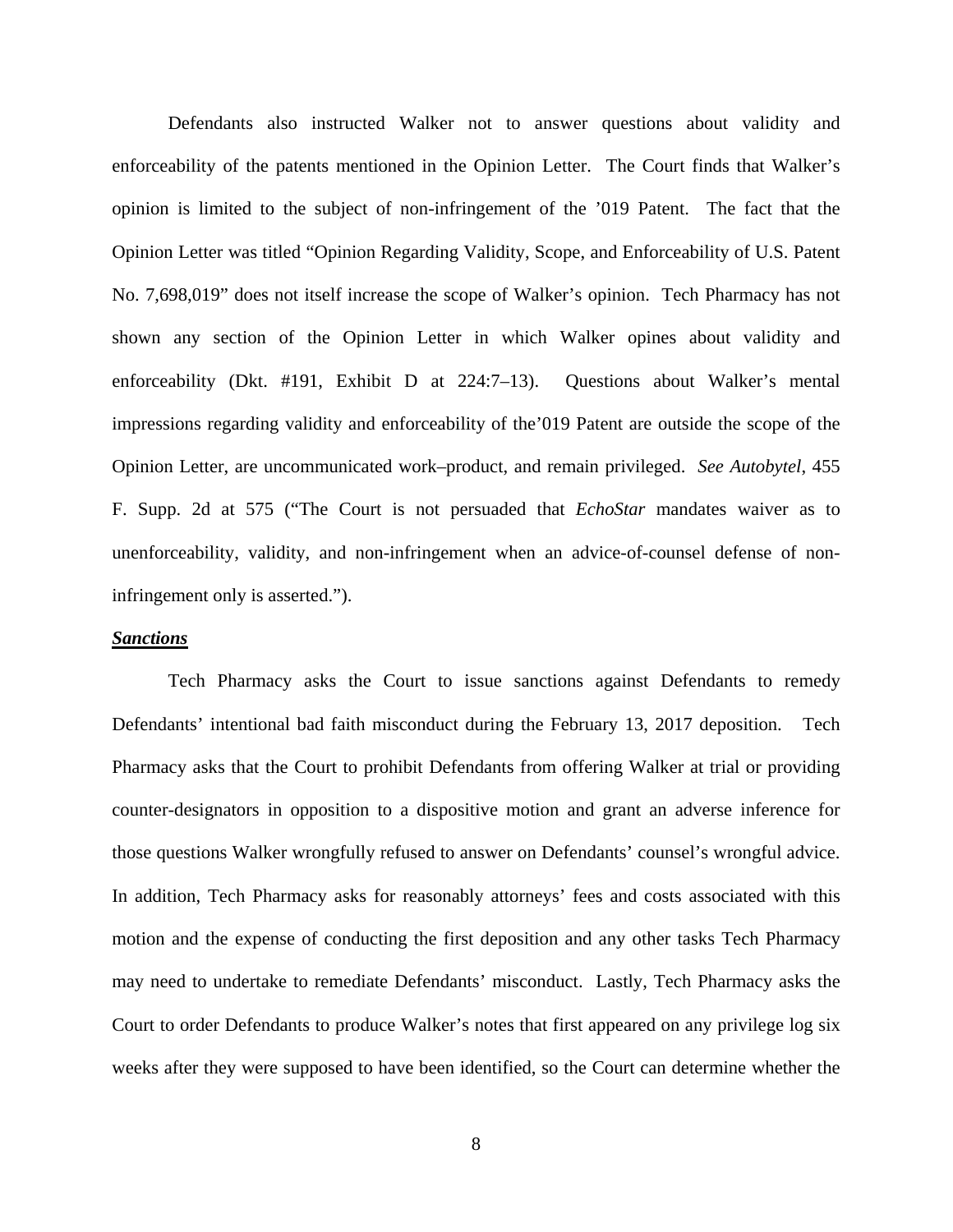Defendants also instructed Walker not to answer questions about validity and enforceability of the patents mentioned in the Opinion Letter. The Court finds that Walker's opinion is limited to the subject of non-infringement of the '019 Patent. The fact that the Opinion Letter was titled "Opinion Regarding Validity, Scope, and Enforceability of U.S. Patent No. 7,698,019" does not itself increase the scope of Walker's opinion. Tech Pharmacy has not shown any section of the Opinion Letter in which Walker opines about validity and enforceability (Dkt. #191, Exhibit D at 224:7–13). Questions about Walker's mental impressions regarding validity and enforceability of the'019 Patent are outside the scope of the Opinion Letter, are uncommunicated work–product, and remain privileged. *See Autobytel*, 455 F. Supp. 2d at 575 ("The Court is not persuaded that *EchoStar* mandates waiver as to unenforceability, validity, and non-infringement when an advice-of-counsel defense of non-infringement only is asserted.").

***Sanctions***

Tech Pharmacy asks the Court to issue sanctions against Defendants to remedy Defendants' intentional bad faith misconduct during the February 13, 2017 deposition. Tech Pharmacy asks that the Court to prohibit Defendants from offering Walker at trial or providing counter-designators in opposition to a dispositive motion and grant an adverse inference for those questions Walker wrongfully refused to answer on Defendants' counsel's wrongful advice. In addition, Tech Pharmacy asks for reasonably attorneys' fees and costs associated with this motion and the expense of conducting the first deposition and any other tasks Tech Pharmacy may need to undertake to remediate Defendants' misconduct. Lastly, Tech Pharmacy asks the Court to order Defendants to produce Walker's notes that first appeared on any privilege log six weeks after they were supposed to have been identified, so the Court can determine whether the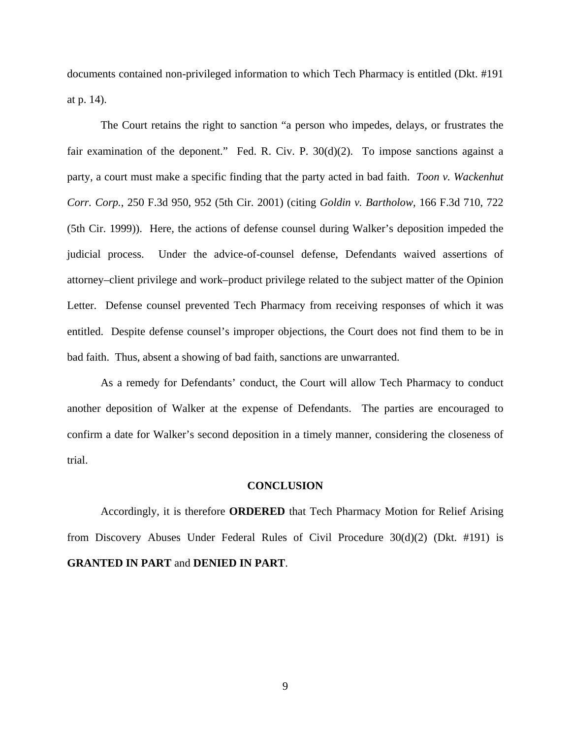documents contained non-privileged information to which Tech Pharmacy is entitled (Dkt. #191 at p. 14).

The Court retains the right to sanction "a person who impedes, delays, or frustrates the fair examination of the deponent." Fed. R. Civ. P. 30(d)(2). To impose sanctions against a party, a court must make a specific finding that the party acted in bad faith. *Toon v. Wackenhut Corr. Corp.*, 250 F.3d 950, 952 (5th Cir. 2001) (citing *Goldin v. Bartholow*, 166 F.3d 710, 722 (5th Cir. 1999)). Here, the actions of defense counsel during Walker's deposition impeded the judicial process. Under the advice-of-counsel defense, Defendants waived assertions of attorney–client privilege and work–product privilege related to the subject matter of the Opinion Letter. Defense counsel prevented Tech Pharmacy from receiving responses of which it was entitled. Despite defense counsel's improper objections, the Court does not find them to be in bad faith. Thus, absent a showing of bad faith, sanctions are unwarranted.

As a remedy for Defendants' conduct, the Court will allow Tech Pharmacy to conduct another deposition of Walker at the expense of Defendants. The parties are encouraged to confirm a date for Walker's second deposition in a timely manner, considering the closeness of trial.

**CONCLUSION**

Accordingly, it is therefore **ORDERED** that Tech Pharmacy Motion for Relief Arising from Discovery Abuses Under Federal Rules of Civil Procedure 30(d)(2) (Dkt. #191) is **GRANTED IN PART** and **DENIED IN PART**.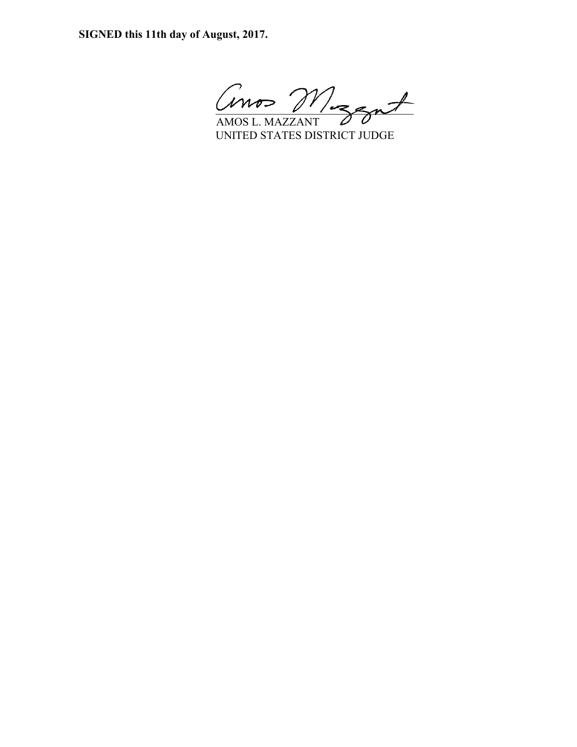**SIGNED this 11th day of August, 2017.**

AMOS L. MAZZANT
UNITED STATES DISTRICT JUDGE